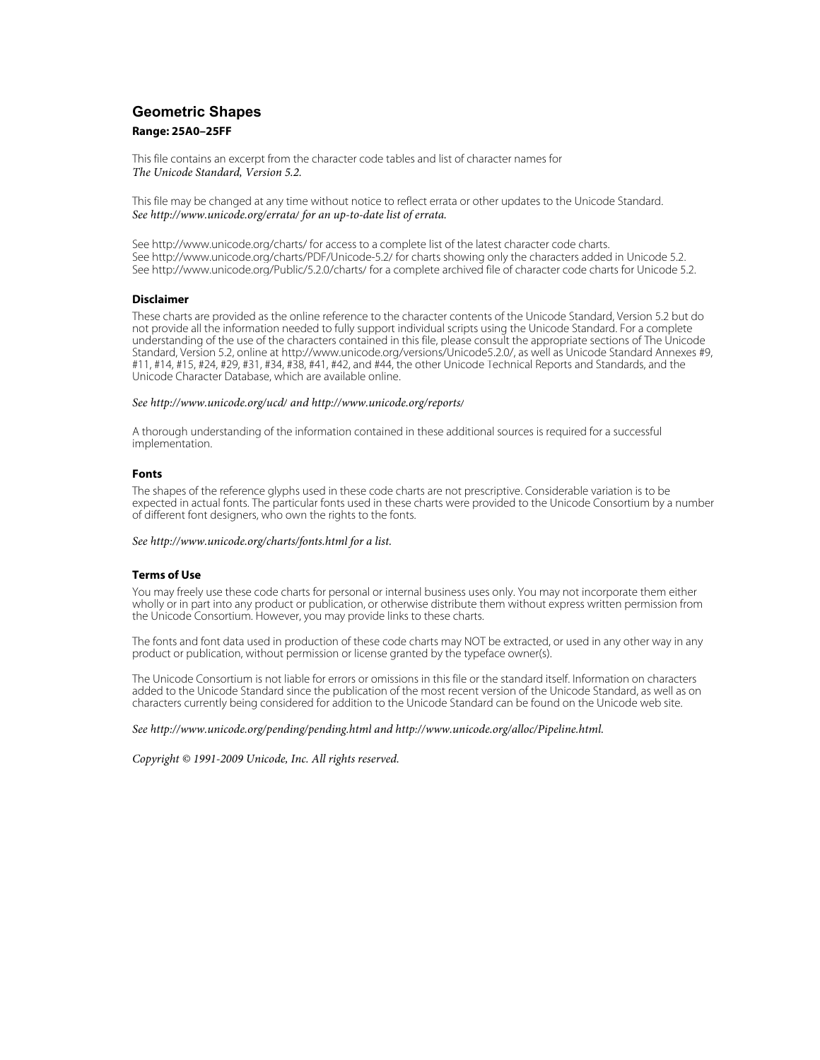# Geometric Shapes

**Range: 25A0–25FF**

This file contains an excerpt from the character code tables and list of character names for
*The Unicode Standard, Version 5.2.*

This file may be changed at any time without notice to reflect errata or other updates to the Unicode Standard.
*See http://www.unicode.org/errata/ for an up-to-date list of errata.*

See http://www.unicode.org/charts/ for access to a complete list of the latest character code charts.
See http://www.unicode.org/charts/PDF/Unicode-5.2/ for charts showing only the characters added in Unicode 5.2.
See http://www.unicode.org/Public/5.2.0/charts/ for a complete archived file of character code charts for Unicode 5.2.

### Disclaimer

These charts are provided as the online reference to the character contents of the Unicode Standard, Version 5.2 but do not provide all the information needed to fully support individual scripts using the Unicode Standard. For a complete understanding of the use of the characters contained in this file, please consult the appropriate sections of The Unicode Standard, Version 5.2, online at http://www.unicode.org/versions/Unicode5.2.0/, as well as Unicode Standard Annexes #9, #11, #14, #15, #24, #29, #31, #34, #38, #41, #42, and #44, the other Unicode Technical Reports and Standards, and the Unicode Character Database, which are available online.

*See http://www.unicode.org/ucd/ and http://www.unicode.org/reports/*

A thorough understanding of the information contained in these additional sources is required for a successful implementation.

### Fonts

The shapes of the reference glyphs used in these code charts are not prescriptive. Considerable variation is to be expected in actual fonts. The particular fonts used in these charts were provided to the Unicode Consortium by a number of different font designers, who own the rights to the fonts.

*See http://www.unicode.org/charts/fonts.html for a list.*

### Terms of Use

You may freely use these code charts for personal or internal business uses only. You may not incorporate them either wholly or in part into any product or publication, or otherwise distribute them without express written permission from the Unicode Consortium. However, you may provide links to these charts.

The fonts and font data used in production of these code charts may NOT be extracted, or used in any other way in any product or publication, without permission or license granted by the typeface owner(s).

The Unicode Consortium is not liable for errors or omissions in this file or the standard itself. Information on characters added to the Unicode Standard since the publication of the most recent version of the Unicode Standard, as well as on characters currently being considered for addition to the Unicode Standard can be found on the Unicode web site.

*See http://www.unicode.org/pending/pending.html and http://www.unicode.org/alloc/Pipeline.html.*

*Copyright © 1991-2009 Unicode, Inc. All rights reserved.*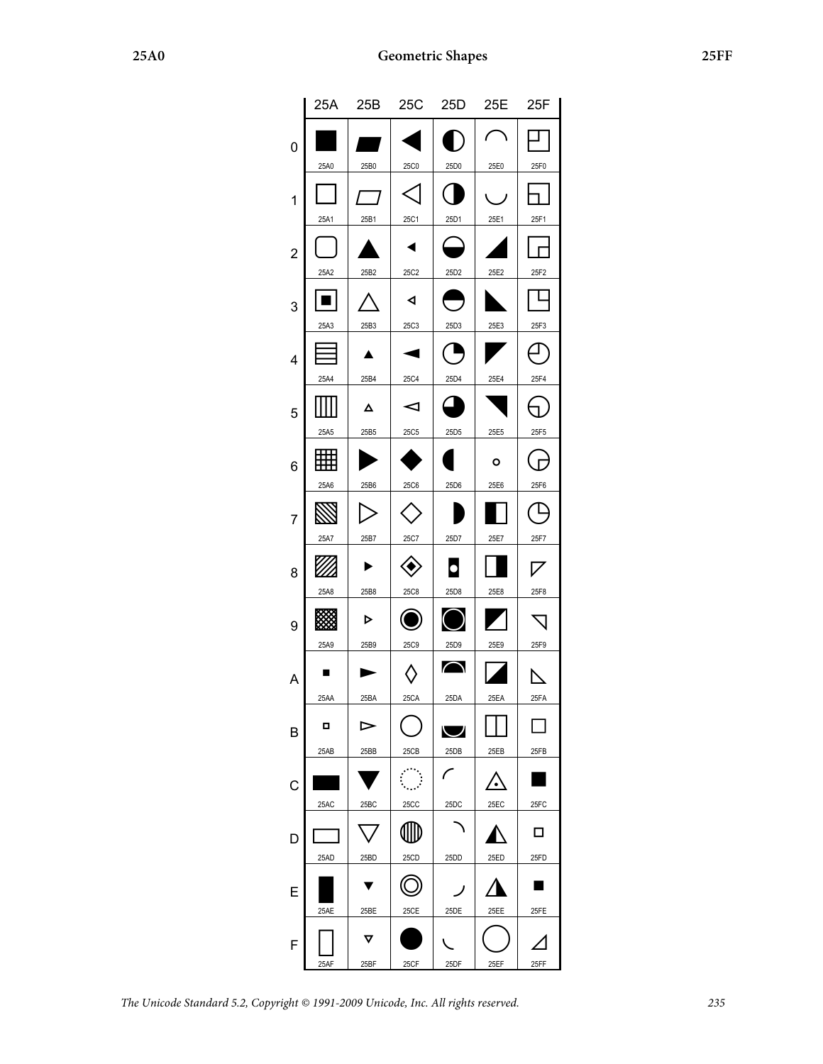# 25A0 Geometric Shapes 25FF

| | 25A | 25B | 25C | 25D | 25E | 25F |
|---|---|---|---|---|---|---|
| 0 | ■ 25A0 | ▰ 25B0 | ◀ 25C0 | ◐ 25D0 | ◠ 25E0 | ◰ 25F0 |
| 1 | □ 25A1 | ▱ 25B1 | ◁ 25C1 | ◑ 25D1 | ◡ 25E1 | ◱ 25F1 |
| 2 | ▢ 25A2 | ▲ 25B2 | ◂ 25C2 | ◒ 25D2 | ◢ 25E2 | ◲ 25F2 |
| 3 | ▣ 25A3 | △ 25B3 | ◃ 25C3 | ◓ 25D3 | ◣ 25E3 | ◳ 25F3 |
| 4 | ▤ 25A4 | ▴ 25B4 | ◄ 25C4 | ◔ 25D4 | ◤ 25E4 | ◴ 25F4 |
| 5 | ▥ 25A5 | ▵ 25B5 | ◅ 25C5 | ◕ 25D5 | ◥ 25E5 | ◵ 25F5 |
| 6 | ▦ 25A6 | ▶ 25B6 | ◆ 25C6 | ◖ 25D6 | ◦ 25E6 | ◶ 25F6 |
| 7 | ▧ 25A7 | ▷ 25B7 | ◇ 25C7 | ◗ 25D7 | ◧ 25E7 | ◷ 25F7 |
| 8 | ▨ 25A8 | ▸ 25B8 | ◈ 25C8 | ◘ 25D8 | ◨ 25E8 | ◸ 25F8 |
| 9 | ▩ 25A9 | ▹ 25B9 | ◉ 25C9 | ◙ 25D9 | ◩ 25E9 | ◹ 25F9 |
| A | ▪ 25AA | ► 25BA | ◊ 25CA | ◚ 25DA | ◪ 25EA | ◺ 25FA |
| B | ▫ 25AB | ▻ 25BB | ○ 25CB | ◛ 25DB | ◫ 25EB | ◻ 25FB |
| C | ▬ 25AC | ▼ 25BC | ◌ 25CC | ◜ 25DC | ◬ 25EC | ◼ 25FC |
| D | ▭ 25AD | ▽ 25BD | ◍ 25CD | ◝ 25DD | ◭ 25ED | ◽ 25FD |
| E | ▮ 25AE | ▾ 25BE | ◎ 25CE | ◞ 25DE | ◮ 25EE | ◾ 25FE |
| F | ▯ 25AF | ▿ 25BF | ● 25CF | ◟ 25DF | ◯ 25EF | ◿ 25FF |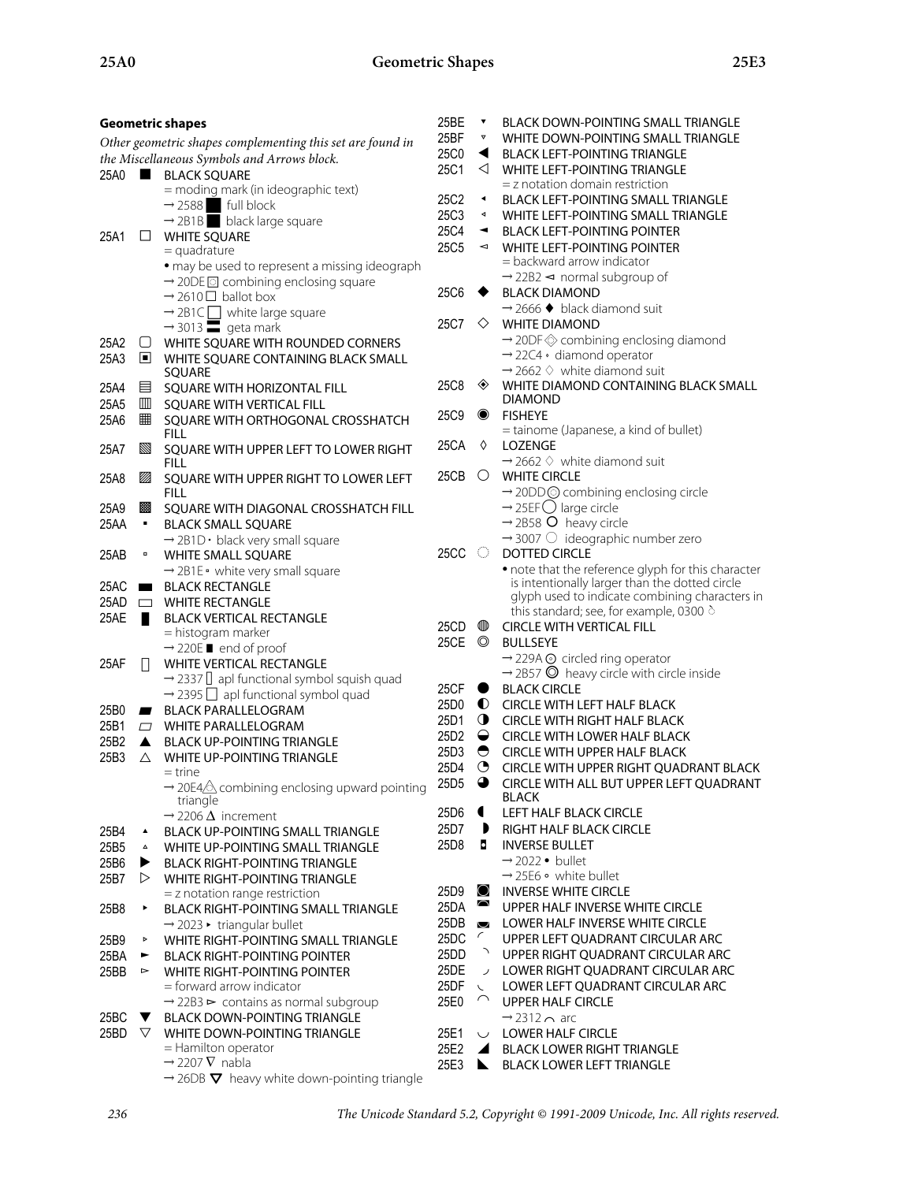### Geometric shapes

*Other geometric shapes complementing this set are found in the Miscellaneous Symbols and Arrows block.*

25A0 ■ BLACK SQUARE
= moding mark (in ideographic text)
→ 2588 █ full block
→ 2B1B ⬛ black large square

25A1 □ WHITE SQUARE
= quadrature
• may be used to represent a missing ideograph
→ 20DE ⃞ combining enclosing square
→ 2610 ☐ ballot box
→ 2B1C ⬜ white large square
→ 3013 〓 geta mark

25A2 ▢ WHITE SQUARE WITH ROUNDED CORNERS

25A3 ▣ WHITE SQUARE CONTAINING BLACK SMALL SQUARE

25A4 ▤ SQUARE WITH HORIZONTAL FILL

25A5 ▥ SQUARE WITH VERTICAL FILL

25A6 ▦ SQUARE WITH ORTHOGONAL CROSSHATCH FILL

25A7 ▧ SQUARE WITH UPPER LEFT TO LOWER RIGHT FILL

25A8 ▨ SQUARE WITH UPPER RIGHT TO LOWER LEFT FILL

25A9 ▩ SQUARE WITH DIAGONAL CROSSHATCH FILL

25AA ▪ BLACK SMALL SQUARE
→ 2B1D ⬝ black very small square

25AB ▫ WHITE SMALL SQUARE
→ 2B1E ⬞ white very small square

25AC ▬ BLACK RECTANGLE

25AD ▭ WHITE RECTANGLE

25AE ▮ BLACK VERTICAL RECTANGLE
= histogram marker
→ 220E ∎ end of proof

25AF ▯ WHITE VERTICAL RECTANGLE
→ 2337 ⌷ apl functional symbol squish quad
→ 2395 ⎕ apl functional symbol quad

25B0 ▰ BLACK PARALLELOGRAM

25B1 ▱ WHITE PARALLELOGRAM

25B2 ▲ BLACK UP-POINTING TRIANGLE

25B3 △ WHITE UP-POINTING TRIANGLE
= trine
→ 20E4 ⃤ combining enclosing upward pointing triangle
→ 2206 ∆ increment

25B4 ▴ BLACK UP-POINTING SMALL TRIANGLE

25B5 ▵ WHITE UP-POINTING SMALL TRIANGLE

25B6 ▶ BLACK RIGHT-POINTING TRIANGLE

25B7 ▷ WHITE RIGHT-POINTING TRIANGLE
= z notation range restriction

25B8 ▸ BLACK RIGHT-POINTING SMALL TRIANGLE
→ 2023 ‣ triangular bullet

25B9 ▹ WHITE RIGHT-POINTING SMALL TRIANGLE

25BA ► BLACK RIGHT-POINTING POINTER

25BB ▻ WHITE RIGHT-POINTING POINTER
= forward arrow indicator
→ 22B3 ⊳ contains as normal subgroup

25BC ▼ BLACK DOWN-POINTING TRIANGLE

25BD ▽ WHITE DOWN-POINTING TRIANGLE
= Hamilton operator
→ 2207 ∇ nabla
→ 26DB ⛛ heavy white down-pointing triangle

25BE ▾ BLACK DOWN-POINTING SMALL TRIANGLE

25BF ▿ WHITE DOWN-POINTING SMALL TRIANGLE

25C0 ◀ BLACK LEFT-POINTING TRIANGLE

25C1 ◁ WHITE LEFT-POINTING TRIANGLE
= z notation domain restriction

25C2 ◂ BLACK LEFT-POINTING SMALL TRIANGLE

25C3 ◃ WHITE LEFT-POINTING SMALL TRIANGLE

25C4 ◄ BLACK LEFT-POINTING POINTER

25C5 ◅ WHITE LEFT-POINTING POINTER
= backward arrow indicator
→ 22B2 ⊲ normal subgroup of

25C6 ◆ BLACK DIAMOND
→ 2666 ♦ black diamond suit

25C7 ◇ WHITE DIAMOND
→ 20DF ⃟ combining enclosing diamond
→ 22C4 ⋄ diamond operator
→ 2662 ♢ white diamond suit

25C8 ◈ WHITE DIAMOND CONTAINING BLACK SMALL DIAMOND

25C9 ◉ FISHEYE
= tainome (Japanese, a kind of bullet)

25CA ◊ LOZENGE
→ 2662 ♢ white diamond suit

25CB ○ WHITE CIRCLE
→ 20DD ⃝ combining enclosing circle
→ 25EF ◯ large circle
→ 2B58 ⭘ heavy circle
→ 3007 〇 ideographic number zero

25CC ◌ DOTTED CIRCLE
• note that the reference glyph for this character is intentionally larger than the dotted circle glyph used to indicate combining characters in this standard; see, for example, 0300 ◌̀

25CD ◍ CIRCLE WITH VERTICAL FILL

25CE ◎ BULLSEYE
→ 229A ⊚ circled ring operator
→ 2B57 ⭗ heavy circle with circle inside

25CF ● BLACK CIRCLE

25D0 ◐ CIRCLE WITH LEFT HALF BLACK

25D1 ◑ CIRCLE WITH RIGHT HALF BLACK

25D2 ◒ CIRCLE WITH LOWER HALF BLACK

25D3 ◓ CIRCLE WITH UPPER HALF BLACK

25D4 ◔ CIRCLE WITH UPPER RIGHT QUADRANT BLACK

25D5 ◕ CIRCLE WITH ALL BUT UPPER LEFT QUADRANT BLACK

25D6 ◖ LEFT HALF BLACK CIRCLE

25D7 ◗ RIGHT HALF BLACK CIRCLE

25D8 ◘ INVERSE BULLET
→ 2022 • bullet
→ 25E6 ◦ white bullet

25D9 ◙ INVERSE WHITE CIRCLE

25DA ◚ UPPER HALF INVERSE WHITE CIRCLE

25DB ◛ LOWER HALF INVERSE WHITE CIRCLE

25DC ◜ UPPER LEFT QUADRANT CIRCULAR ARC

25DD ◝ UPPER RIGHT QUADRANT CIRCULAR ARC

25DE ◞ LOWER RIGHT QUADRANT CIRCULAR ARC

25DF ◟ LOWER LEFT QUADRANT CIRCULAR ARC

25E0 ◠ UPPER HALF CIRCLE
→ 2312 ⌒ arc

25E1 ◡ LOWER HALF CIRCLE

25E2 ◢ BLACK LOWER RIGHT TRIANGLE

25E3 ◣ BLACK LOWER LEFT TRIANGLE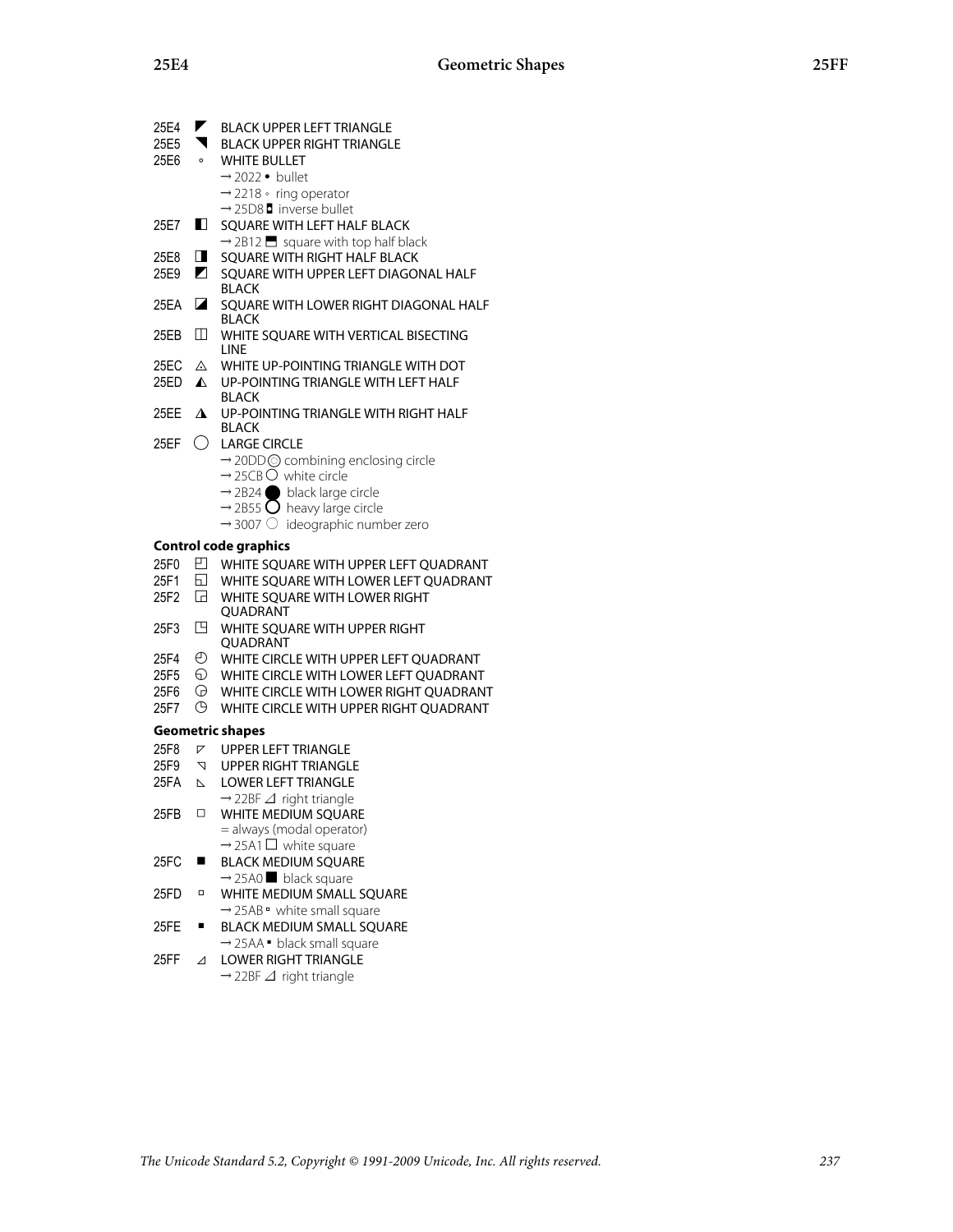25E4 ◤ BLACK UPPER LEFT TRIANGLE

25E5 ◥ BLACK UPPER RIGHT TRIANGLE

25E6 ◦ WHITE BULLET
- → 2022 • bullet
- → 2218 ∘ ring operator
- → 25D8 ◘ inverse bullet

25E7 ◧ SQUARE WITH LEFT HALF BLACK
- → 2B12 ⬒ square with top half black

25E8 ◨ SQUARE WITH RIGHT HALF BLACK

25E9 ◩ SQUARE WITH UPPER LEFT DIAGONAL HALF BLACK

25EA ◪ SQUARE WITH LOWER RIGHT DIAGONAL HALF BLACK

25EB ◫ WHITE SQUARE WITH VERTICAL BISECTING LINE

25EC ◬ WHITE UP-POINTING TRIANGLE WITH DOT

25ED ◭ UP-POINTING TRIANGLE WITH LEFT HALF BLACK

25EE ◮ UP-POINTING TRIANGLE WITH RIGHT HALF BLACK

25EF ◯ LARGE CIRCLE
- → 20DD ⃝ combining enclosing circle
- → 25CB ○ white circle
- → 2B24 ⬤ black large circle
- → 2B55 ⭕ heavy large circle
- → 3007 〇 ideographic number zero

**Control code graphics**

25F0 ◰ WHITE SQUARE WITH UPPER LEFT QUADRANT

25F1 ◱ WHITE SQUARE WITH LOWER LEFT QUADRANT

25F2 ◲ WHITE SQUARE WITH LOWER RIGHT QUADRANT

25F3 ◳ WHITE SQUARE WITH UPPER RIGHT QUADRANT

25F4 ◴ WHITE CIRCLE WITH UPPER LEFT QUADRANT

25F5 ◵ WHITE CIRCLE WITH LOWER LEFT QUADRANT

25F6 ◶ WHITE CIRCLE WITH LOWER RIGHT QUADRANT

25F7 ◷ WHITE CIRCLE WITH UPPER RIGHT QUADRANT

**Geometric shapes**

25F8 ◸ UPPER LEFT TRIANGLE

25F9 ◹ UPPER RIGHT TRIANGLE

25FA ◺ LOWER LEFT TRIANGLE
- → 22BF ⊿ right triangle

25FB ◻ WHITE MEDIUM SQUARE
- = always (modal operator)
- → 25A1 □ white square

25FC ◼ BLACK MEDIUM SQUARE
- → 25A0 ■ black square

25FD ◽ WHITE MEDIUM SMALL SQUARE
- → 25AB ▫ white small square

25FE ◾ BLACK MEDIUM SMALL SQUARE
- → 25AA ▪ black small square

25FF ◿ LOWER RIGHT TRIANGLE
- → 22BF ⊿ right triangle